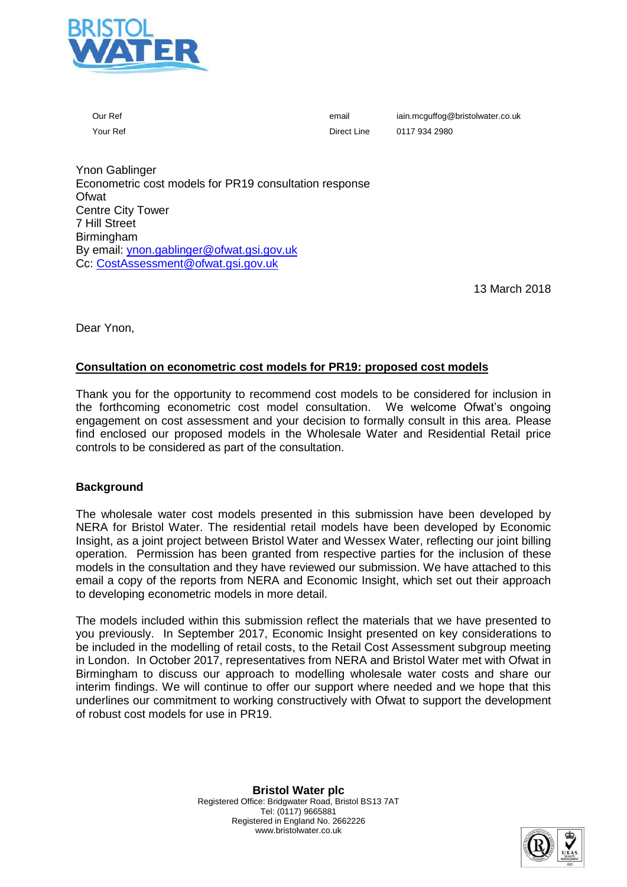| Our Ref | | email | iain.mcguffog@bristolwater.co.uk |
| --- | --- | --- | --- |
| Your Ref | | Direct Line | 0117 934 2980 |

Ynon Gablinger
Econometric cost models for PR19 consultation response
Ofwat
Centre City Tower
7 Hill Street
Birmingham
By email: ynon.gablinger@ofwat.gsi.gov.uk
Cc: CostAssessment@ofwat.gsi.gov.uk

13 March 2018

Dear Ynon,

**Consultation on econometric cost models for PR19: proposed cost models**

Thank you for the opportunity to recommend cost models to be considered for inclusion in the forthcoming econometric cost model consultation. We welcome Ofwat's ongoing engagement on cost assessment and your decision to formally consult in this area. Please find enclosed our proposed models in the Wholesale Water and Residential Retail price controls to be considered as part of the consultation.

**Background**

The wholesale water cost models presented in this submission have been developed by NERA for Bristol Water. The residential retail models have been developed by Economic Insight, as a joint project between Bristol Water and Wessex Water, reflecting our joint billing operation. Permission has been granted from respective parties for the inclusion of these models in the consultation and they have reviewed our submission. We have attached to this email a copy of the reports from NERA and Economic Insight, which set out their approach to developing econometric models in more detail.

The models included within this submission reflect the materials that we have presented to you previously. In September 2017, Economic Insight presented on key considerations to be included in the modelling of retail costs, to the Retail Cost Assessment subgroup meeting in London. In October 2017, representatives from NERA and Bristol Water met with Ofwat in Birmingham to discuss our approach to modelling wholesale water costs and share our interim findings. We will continue to offer our support where needed and we hope that this underlines our commitment to working constructively with Ofwat to support the development of robust cost models for use in PR19.

**Bristol Water plc**
Registered Office: Bridgwater Road, Bristol BS13 7AT
Tel: (0117) 9665881
Registered in England No. 2662226
www.bristolwater.co.uk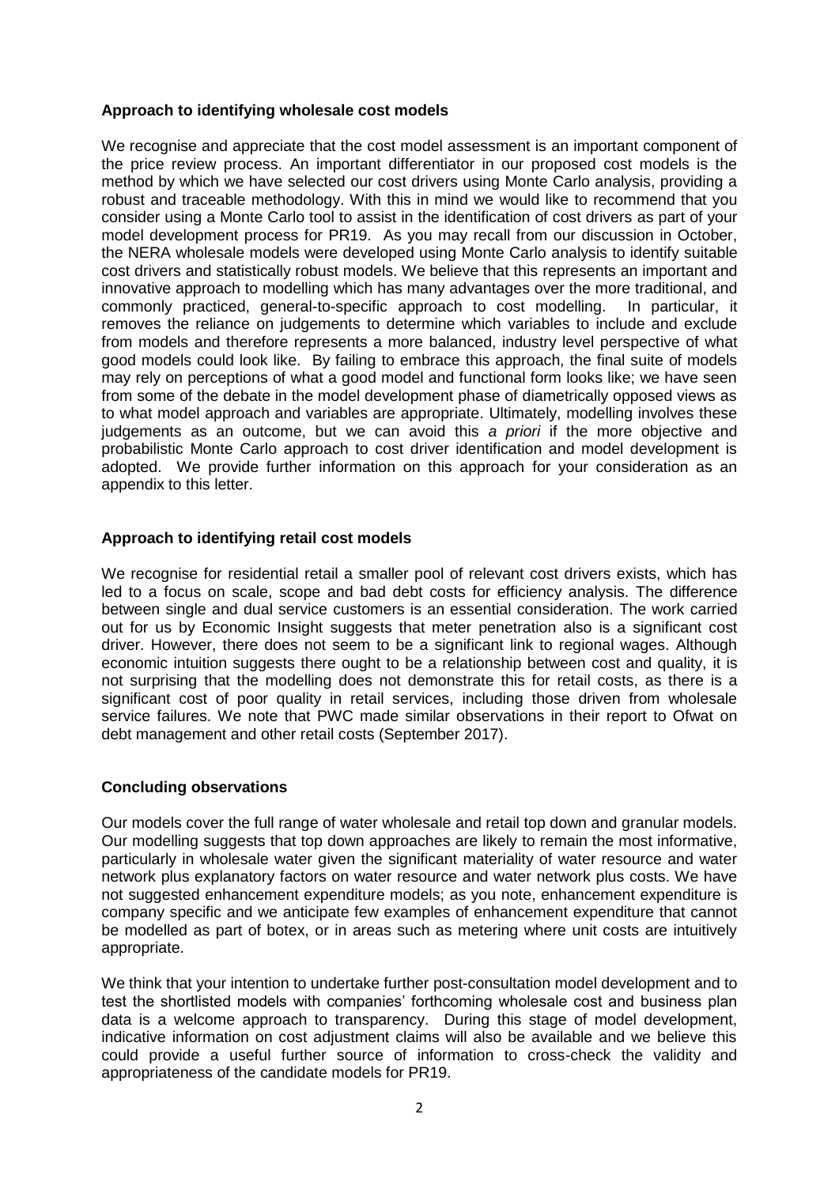**Approach to identifying wholesale cost models**

We recognise and appreciate that the cost model assessment is an important component of the price review process. An important differentiator in our proposed cost models is the method by which we have selected our cost drivers using Monte Carlo analysis, providing a robust and traceable methodology. With this in mind we would like to recommend that you consider using a Monte Carlo tool to assist in the identification of cost drivers as part of your model development process for PR19. As you may recall from our discussion in October, the NERA wholesale models were developed using Monte Carlo analysis to identify suitable cost drivers and statistically robust models. We believe that this represents an important and innovative approach to modelling which has many advantages over the more traditional, and commonly practiced, general-to-specific approach to cost modelling. In particular, it removes the reliance on judgements to determine which variables to include and exclude from models and therefore represents a more balanced, industry level perspective of what good models could look like. By failing to embrace this approach, the final suite of models may rely on perceptions of what a good model and functional form looks like; we have seen from some of the debate in the model development phase of diametrically opposed views as to what model approach and variables are appropriate. Ultimately, modelling involves these judgements as an outcome, but we can avoid this *a priori* if the more objective and probabilistic Monte Carlo approach to cost driver identification and model development is adopted. We provide further information on this approach for your consideration as an appendix to this letter.

**Approach to identifying retail cost models**

We recognise for residential retail a smaller pool of relevant cost drivers exists, which has led to a focus on scale, scope and bad debt costs for efficiency analysis. The difference between single and dual service customers is an essential consideration. The work carried out for us by Economic Insight suggests that meter penetration also is a significant cost driver. However, there does not seem to be a significant link to regional wages. Although economic intuition suggests there ought to be a relationship between cost and quality, it is not surprising that the modelling does not demonstrate this for retail costs, as there is a significant cost of poor quality in retail services, including those driven from wholesale service failures. We note that PWC made similar observations in their report to Ofwat on debt management and other retail costs (September 2017).

**Concluding observations**

Our models cover the full range of water wholesale and retail top down and granular models. Our modelling suggests that top down approaches are likely to remain the most informative, particularly in wholesale water given the significant materiality of water resource and water network plus explanatory factors on water resource and water network plus costs. We have not suggested enhancement expenditure models; as you note, enhancement expenditure is company specific and we anticipate few examples of enhancement expenditure that cannot be modelled as part of botex, or in areas such as metering where unit costs are intuitively appropriate.

We think that your intention to undertake further post-consultation model development and to test the shortlisted models with companies' forthcoming wholesale cost and business plan data is a welcome approach to transparency. During this stage of model development, indicative information on cost adjustment claims will also be available and we believe this could provide a useful further source of information to cross-check the validity and appropriateness of the candidate models for PR19.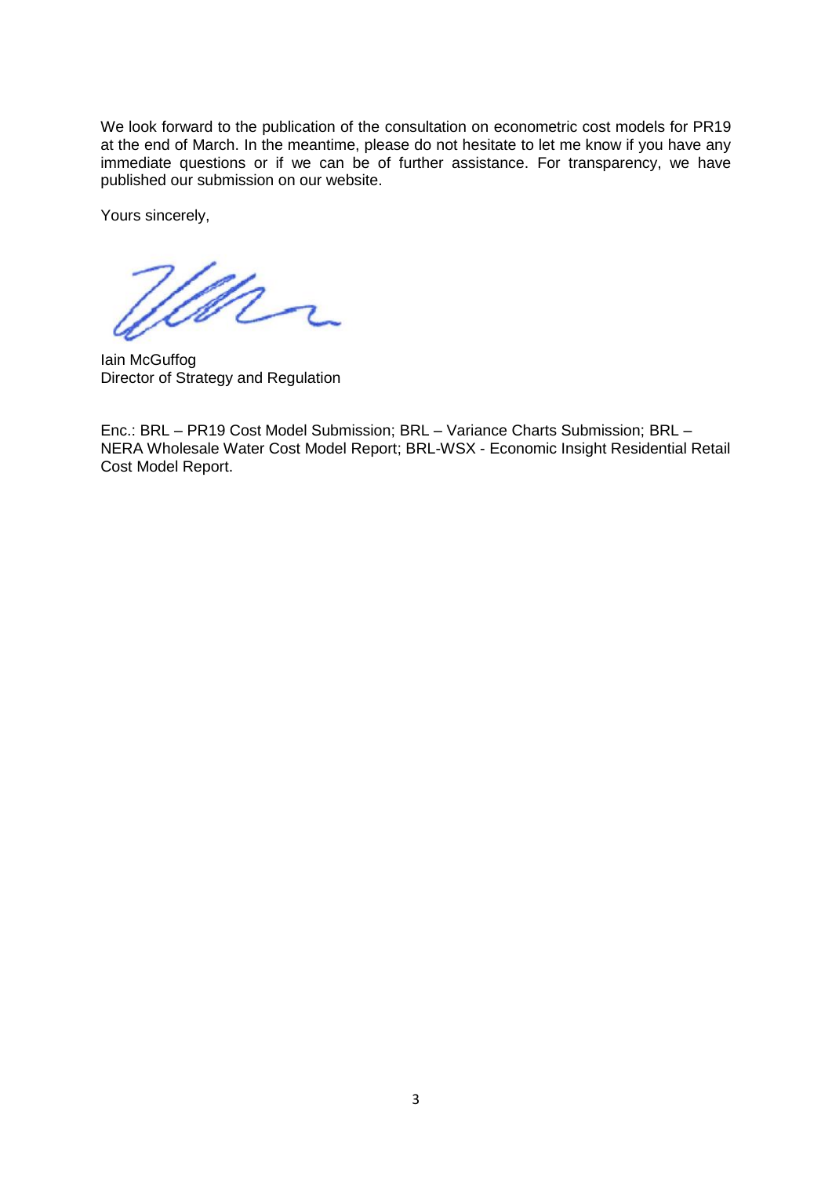We look forward to the publication of the consultation on econometric cost models for PR19 at the end of March. In the meantime, please do not hesitate to let me know if you have any immediate questions or if we can be of further assistance. For transparency, we have published our submission on our website.

Yours sincerely,

Iain McGuffog
Director of Strategy and Regulation

Enc.: BRL – PR19 Cost Model Submission; BRL – Variance Charts Submission; BRL – NERA Wholesale Water Cost Model Report; BRL-WSX - Economic Insight Residential Retail Cost Model Report.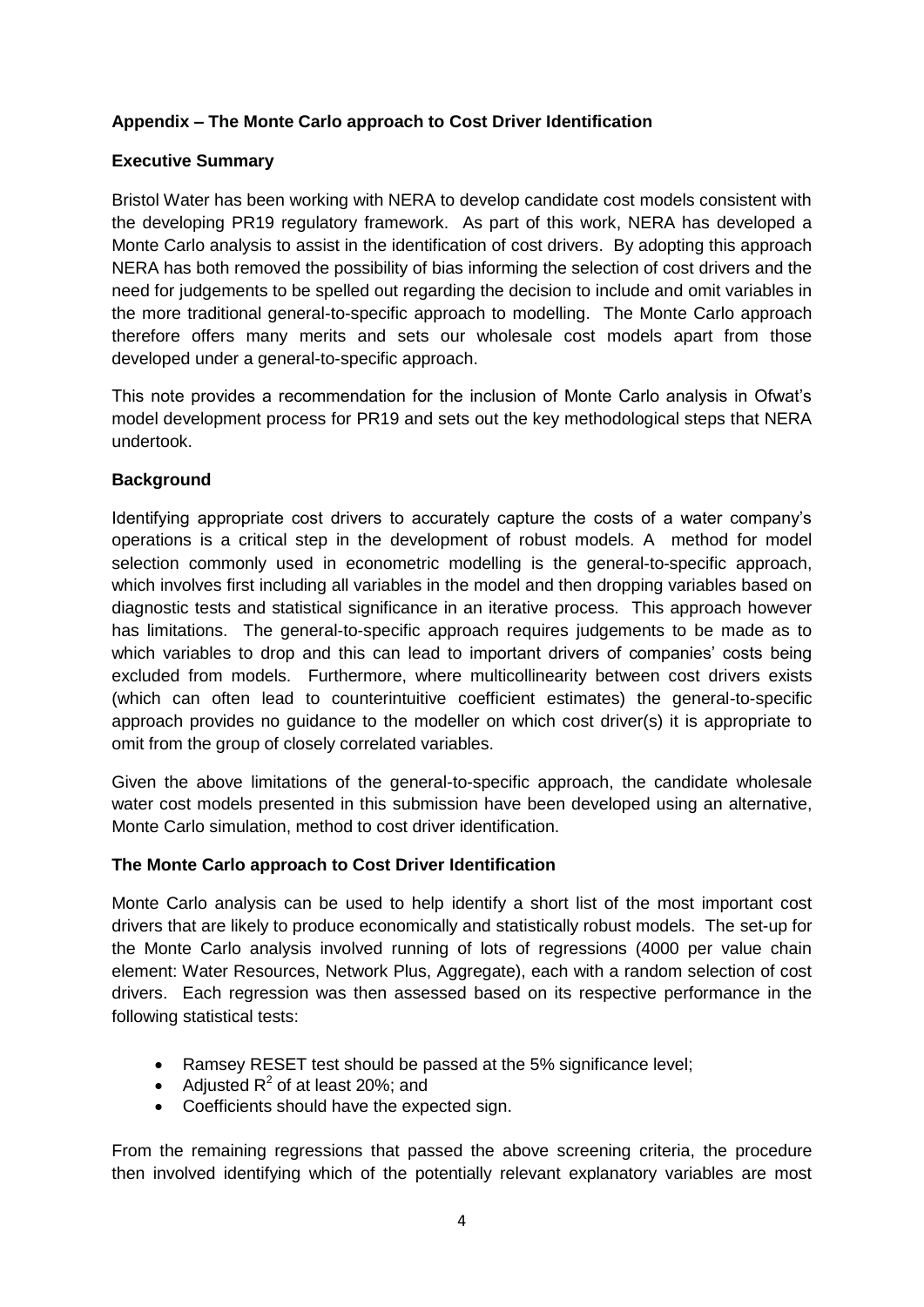**Appendix – The Monte Carlo approach to Cost Driver Identification**

**Executive Summary**

Bristol Water has been working with NERA to develop candidate cost models consistent with the developing PR19 regulatory framework. As part of this work, NERA has developed a Monte Carlo analysis to assist in the identification of cost drivers. By adopting this approach NERA has both removed the possibility of bias informing the selection of cost drivers and the need for judgements to be spelled out regarding the decision to include and omit variables in the more traditional general-to-specific approach to modelling. The Monte Carlo approach therefore offers many merits and sets our wholesale cost models apart from those developed under a general-to-specific approach.

This note provides a recommendation for the inclusion of Monte Carlo analysis in Ofwat's model development process for PR19 and sets out the key methodological steps that NERA undertook.

**Background**

Identifying appropriate cost drivers to accurately capture the costs of a water company's operations is a critical step in the development of robust models. A method for model selection commonly used in econometric modelling is the general-to-specific approach, which involves first including all variables in the model and then dropping variables based on diagnostic tests and statistical significance in an iterative process. This approach however has limitations. The general-to-specific approach requires judgements to be made as to which variables to drop and this can lead to important drivers of companies' costs being excluded from models. Furthermore, where multicollinearity between cost drivers exists (which can often lead to counterintuitive coefficient estimates) the general-to-specific approach provides no guidance to the modeller on which cost driver(s) it is appropriate to omit from the group of closely correlated variables.

Given the above limitations of the general-to-specific approach, the candidate wholesale water cost models presented in this submission have been developed using an alternative, Monte Carlo simulation, method to cost driver identification.

**The Monte Carlo approach to Cost Driver Identification**

Monte Carlo analysis can be used to help identify a short list of the most important cost drivers that are likely to produce economically and statistically robust models. The set-up for the Monte Carlo analysis involved running of lots of regressions (4000 per value chain element: Water Resources, Network Plus, Aggregate), each with a random selection of cost drivers. Each regression was then assessed based on its respective performance in the following statistical tests:

- Ramsey RESET test should be passed at the 5% significance level;
- Adjusted $R^2$ of at least 20%; and
- Coefficients should have the expected sign.

From the remaining regressions that passed the above screening criteria, the procedure then involved identifying which of the potentially relevant explanatory variables are most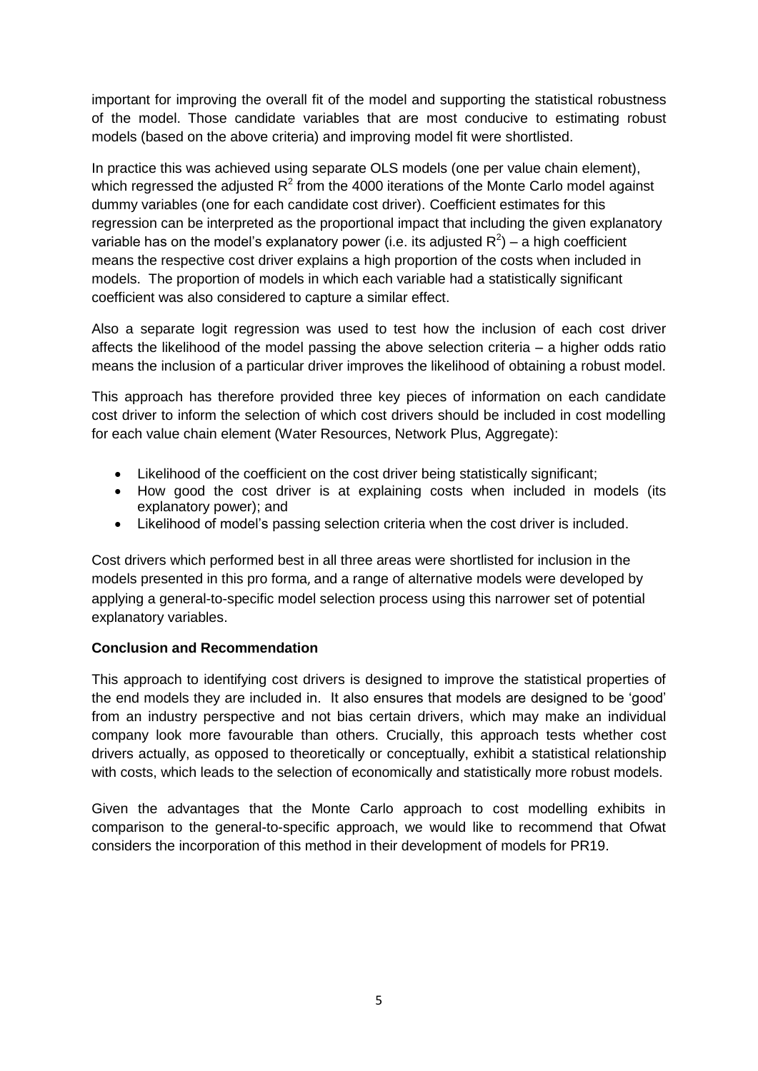important for improving the overall fit of the model and supporting the statistical robustness of the model. Those candidate variables that are most conducive to estimating robust models (based on the above criteria) and improving model fit were shortlisted.

In practice this was achieved using separate OLS models (one per value chain element), which regressed the adjusted $R^2$ from the 4000 iterations of the Monte Carlo model against dummy variables (one for each candidate cost driver). Coefficient estimates for this regression can be interpreted as the proportional impact that including the given explanatory variable has on the model's explanatory power (i.e. its adjusted $R^2$) – a high coefficient means the respective cost driver explains a high proportion of the costs when included in models. The proportion of models in which each variable had a statistically significant coefficient was also considered to capture a similar effect.

Also a separate logit regression was used to test how the inclusion of each cost driver affects the likelihood of the model passing the above selection criteria – a higher odds ratio means the inclusion of a particular driver improves the likelihood of obtaining a robust model.

This approach has therefore provided three key pieces of information on each candidate cost driver to inform the selection of which cost drivers should be included in cost modelling for each value chain element (Water Resources, Network Plus, Aggregate):

- Likelihood of the coefficient on the cost driver being statistically significant;
- How good the cost driver is at explaining costs when included in models (its explanatory power); and
- Likelihood of model's passing selection criteria when the cost driver is included.

Cost drivers which performed best in all three areas were shortlisted for inclusion in the models presented in this pro forma*,* and a range of alternative models were developed by applying a general-to-specific model selection process using this narrower set of potential explanatory variables.

**Conclusion and Recommendation**

This approach to identifying cost drivers is designed to improve the statistical properties of the end models they are included in. It also ensures that models are designed to be 'good' from an industry perspective and not bias certain drivers, which may make an individual company look more favourable than others. Crucially, this approach tests whether cost drivers actually, as opposed to theoretically or conceptually, exhibit a statistical relationship with costs, which leads to the selection of economically and statistically more robust models.

Given the advantages that the Monte Carlo approach to cost modelling exhibits in comparison to the general-to-specific approach, we would like to recommend that Ofwat considers the incorporation of this method in their development of models for PR19.